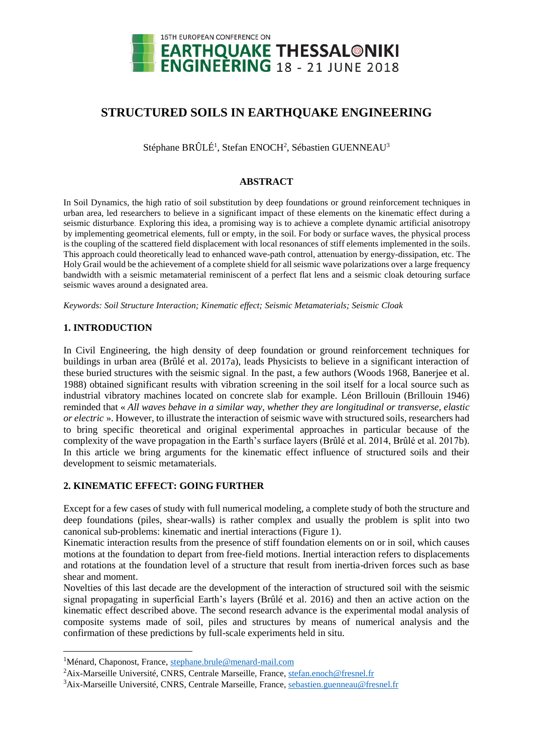# STRUCTURED SOILS IN EARTHQUAKE ENGINEERING

Stéphane BRÛLÉ[1], Stefan ENOCH[2], Sébastien GUENNEAU[3]

## ABSTRACT

In Soil Dynamics, the high ratio of soil substitution by deep foundations or ground reinforcement techniques in urban area, led researchers to believe in a significant impact of these elements on the kinematic effect during a seismic disturbance. Exploring this idea, a promising way is to achieve a complete dynamic artificial anisotropy by implementing geometrical elements, full or empty, in the soil. For body or surface waves, the physical process is the coupling of the scattered field displacement with local resonances of stiff elements implemented in the soils. This approach could theoretically lead to enhanced wave-path control, attenuation by energy-dissipation, etc. The Holy Grail would be the achievement of a complete shield for all seismic wave polarizations over a large frequency bandwidth with a seismic metamaterial reminiscent of a perfect flat lens and a seismic cloak detouring surface seismic waves around a designated area.

*Keywords: Soil Structure Interaction; Kinematic effect; Seismic Metamaterials; Seismic Cloak*

## 1. INTRODUCTION

In Civil Engineering, the high density of deep foundation or ground reinforcement techniques for buildings in urban area (Brûlé et al. 2017a), leads Physicists to believe in a significant interaction of these buried structures with the seismic signal. In the past, a few authors (Woods 1968, Banerjee et al. 1988) obtained significant results with vibration screening in the soil itself for a local source such as industrial vibratory machines located on concrete slab for example. Léon Brillouin (Brillouin 1946) reminded that « *All waves behave in a similar way, whether they are longitudinal or transverse, elastic or electric* ». However, to illustrate the interaction of seismic wave with structured soils, researchers had to bring specific theoretical and original experimental approaches in particular because of the complexity of the wave propagation in the Earth's surface layers (Brûlé et al. 2014, Brûlé et al. 2017b). In this article we bring arguments for the kinematic effect influence of structured soils and their development to seismic metamaterials.

## 2. KINEMATIC EFFECT: GOING FURTHER

Except for a few cases of study with full numerical modeling, a complete study of both the structure and deep foundations (piles, shear-walls) is rather complex and usually the problem is split into two canonical sub-problems: kinematic and inertial interactions (Figure 1).

Kinematic interaction results from the presence of stiff foundation elements on or in soil, which causes motions at the foundation to depart from free-field motions. Inertial interaction refers to displacements and rotations at the foundation level of a structure that result from inertia-driven forces such as base shear and moment.

Novelties of this last decade are the development of the interaction of structured soil with the seismic signal propagating in superficial Earth's layers (Brûlé et al. 2016) and then an active action on the kinematic effect described above. The second research advance is the experimental modal analysis of composite systems made of soil, piles and structures by means of numerical analysis and the confirmation of these predictions by full-scale experiments held in situ.

---

[1]Ménard, Chaponost, France, stephane.brule@menard-mail.com

[2]Aix-Marseille Université, CNRS, Centrale Marseille, France, stefan.enoch@fresnel.fr

[3]Aix-Marseille Université, CNRS, Centrale Marseille, France, sebastien.guenneau@fresnel.fr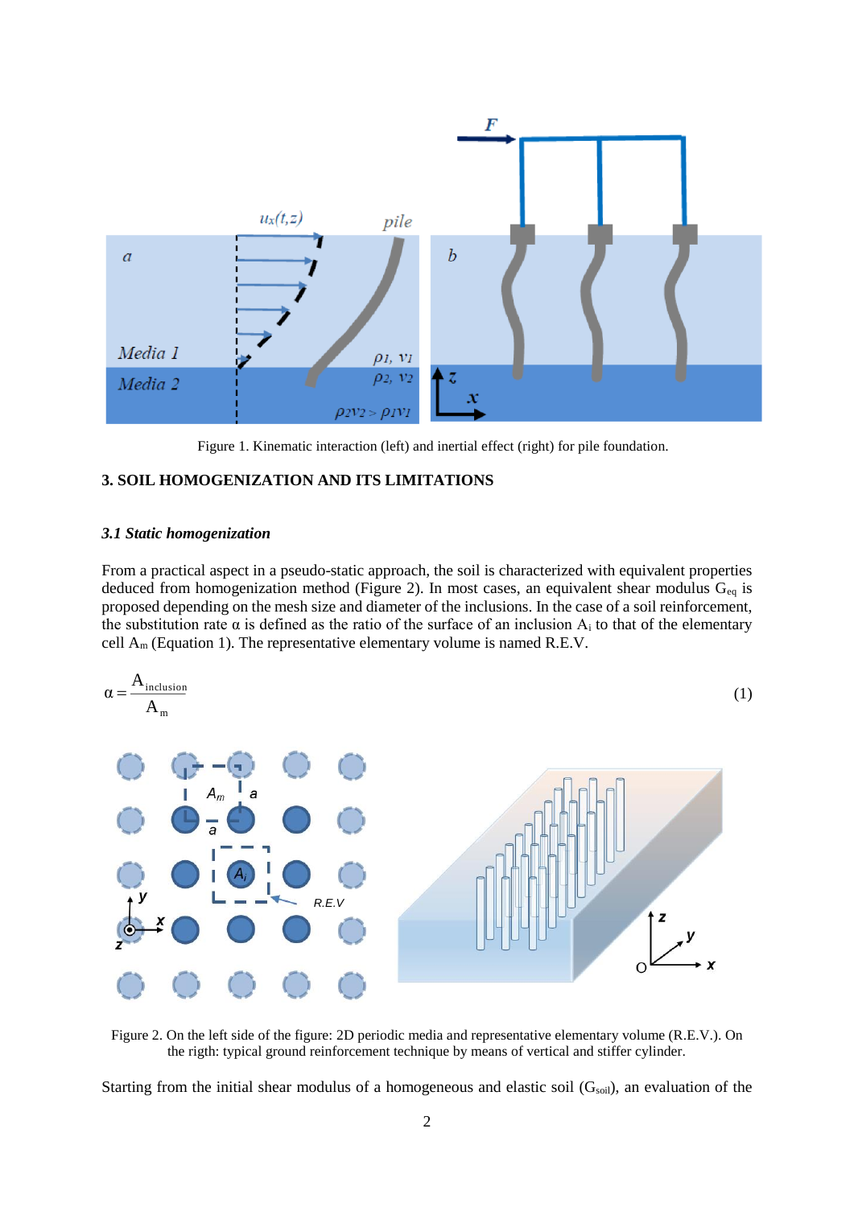Figure 1. Kinematic interaction (left) and inertial effect (right) for pile foundation.

## 3. SOIL HOMOGENIZATION AND ITS LIMITATIONS

### *3.1 Static homogenization*

From a practical aspect in a pseudo-static approach, the soil is characterized with equivalent properties deduced from homogenization method (Figure 2). In most cases, an equivalent shear modulus $G_{eq}$ is proposed depending on the mesh size and diameter of the inclusions. In the case of a soil reinforcement, the substitution rate $\alpha$ is defined as the ratio of the surface of an inclusion $A_i$ to that of the elementary cell $A_m$ (Equation 1). The representative elementary volume is named R.E.V.

$$\alpha = \frac{A_{\text{inclusion}}}{A_m} \tag{1}$$

Figure 2. On the left side of the figure: 2D periodic media and representative elementary volume (R.E.V.). On the rigth: typical ground reinforcement technique by means of vertical and stiffer cylinder.

Starting from the initial shear modulus of a homogeneous and elastic soil ($G_{soil}$), an evaluation of the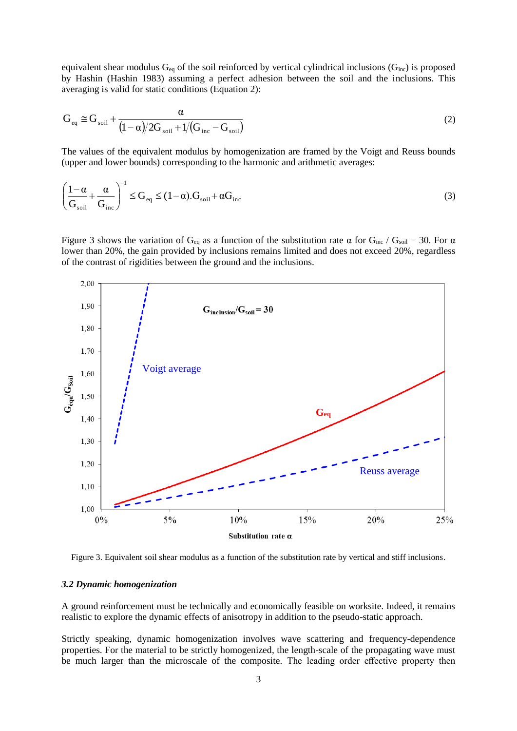equivalent shear modulus $G_{eq}$ of the soil reinforced by vertical cylindrical inclusions ($G_{inc}$) is proposed by Hashin (Hashin 1983) assuming a perfect adhesion between the soil and the inclusions. This averaging is valid for static conditions (Equation 2):

$$G_{eq} \cong G_{soil} + \frac{\alpha}{(1-\alpha)/2G_{soil} + 1/(G_{inc} - G_{soil})} \tag{2}$$

The values of the equivalent modulus by homogenization are framed by the Voigt and Reuss bounds (upper and lower bounds) corresponding to the harmonic and arithmetic averages:

$$\left(\frac{1-\alpha}{G_{soil}} + \frac{\alpha}{G_{inc}}\right)^{-1} \leq G_{eq} \leq (1-\alpha).G_{soil} + \alpha G_{inc} \tag{3}$$

Figure 3 shows the variation of $G_{eq}$ as a function of the substitution rate $\alpha$ for $G_{inc}$ / $G_{soil}$ = 30. For $\alpha$ lower than 20%, the gain provided by inclusions remains limited and does not exceed 20%, regardless of the contrast of rigidities between the ground and the inclusions.

Figure 3. Equivalent soil shear modulus as a function of the substitution rate by vertical and stiff inclusions.

### *3.2 Dynamic homogenization*

A ground reinforcement must be technically and economically feasible on worksite. Indeed, it remains realistic to explore the dynamic effects of anisotropy in addition to the pseudo-static approach.

Strictly speaking, dynamic homogenization involves wave scattering and frequency-dependence properties. For the material to be strictly homogenized, the length-scale of the propagating wave must be much larger than the microscale of the composite. The leading order effective property then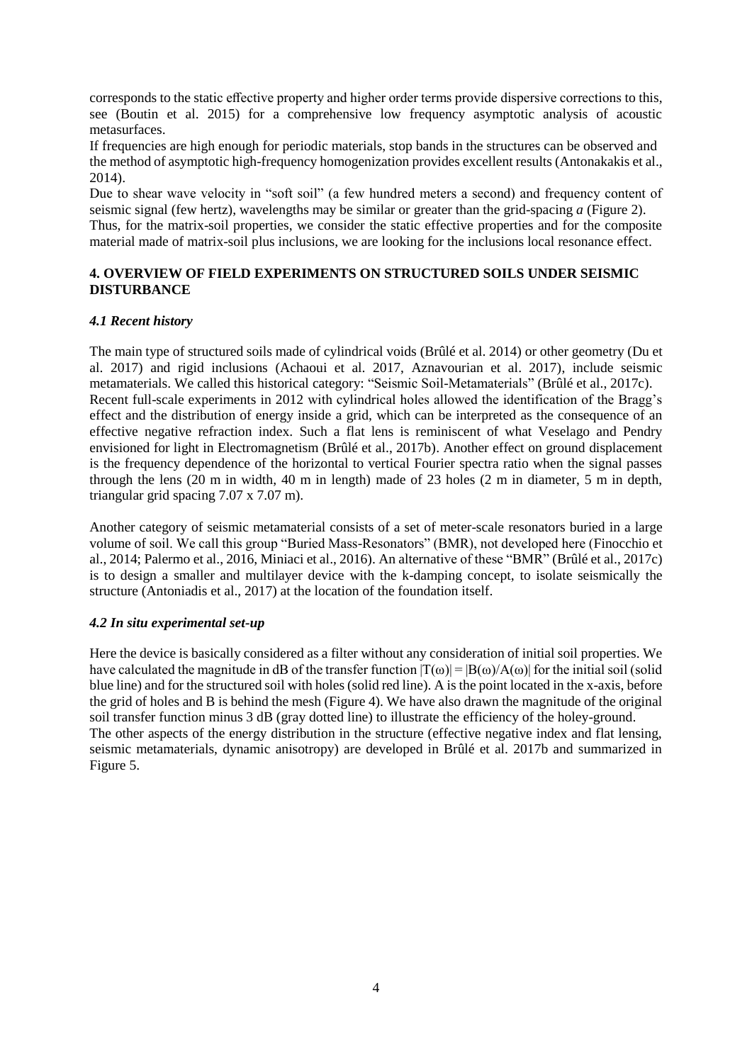corresponds to the static effective property and higher order terms provide dispersive corrections to this, see (Boutin et al. 2015) for a comprehensive low frequency asymptotic analysis of acoustic metasurfaces.

If frequencies are high enough for periodic materials, stop bands in the structures can be observed and the method of asymptotic high-frequency homogenization provides excellent results (Antonakakis et al., 2014).

Due to shear wave velocity in "soft soil" (a few hundred meters a second) and frequency content of seismic signal (few hertz), wavelengths may be similar or greater than the grid-spacing $a$ (Figure 2).

Thus, for the matrix-soil properties, we consider the static effective properties and for the composite material made of matrix-soil plus inclusions, we are looking for the inclusions local resonance effect.

## 4. OVERVIEW OF FIELD EXPERIMENTS ON STRUCTURED SOILS UNDER SEISMIC DISTURBANCE

### *4.1 Recent history*

The main type of structured soils made of cylindrical voids (Brûlé et al. 2014) or other geometry (Du et al. 2017) and rigid inclusions (Achaoui et al. 2017, Aznavourian et al. 2017), include seismic metamaterials. We called this historical category: "Seismic Soil-Metamaterials" (Brûlé et al., 2017c). Recent full-scale experiments in 2012 with cylindrical holes allowed the identification of the Bragg's effect and the distribution of energy inside a grid, which can be interpreted as the consequence of an effective negative refraction index. Such a flat lens is reminiscent of what Veselago and Pendry envisioned for light in Electromagnetism (Brûlé et al., 2017b). Another effect on ground displacement is the frequency dependence of the horizontal to vertical Fourier spectra ratio when the signal passes through the lens (20 m in width, 40 m in length) made of 23 holes (2 m in diameter, 5 m in depth, triangular grid spacing 7.07 x 7.07 m).

Another category of seismic metamaterial consists of a set of meter-scale resonators buried in a large volume of soil. We call this group "Buried Mass-Resonators" (BMR), not developed here (Finocchio et al., 2014; Palermo et al., 2016, Miniaci et al., 2016). An alternative of these "BMR" (Brûlé et al., 2017c) is to design a smaller and multilayer device with the k-damping concept, to isolate seismically the structure (Antoniadis et al., 2017) at the location of the foundation itself.

### *4.2 In situ experimental set-up*

Here the device is basically considered as a filter without any consideration of initial soil properties. We have calculated the magnitude in dB of the transfer function $|T(\omega)| = |B(\omega)/A(\omega)|$ for the initial soil (solid blue line) and for the structured soil with holes (solid red line). A is the point located in the x-axis, before the grid of holes and B is behind the mesh (Figure 4). We have also drawn the magnitude of the original soil transfer function minus 3 dB (gray dotted line) to illustrate the efficiency of the holey-ground.

The other aspects of the energy distribution in the structure (effective negative index and flat lensing, seismic metamaterials, dynamic anisotropy) are developed in Brûlé et al. 2017b and summarized in Figure 5.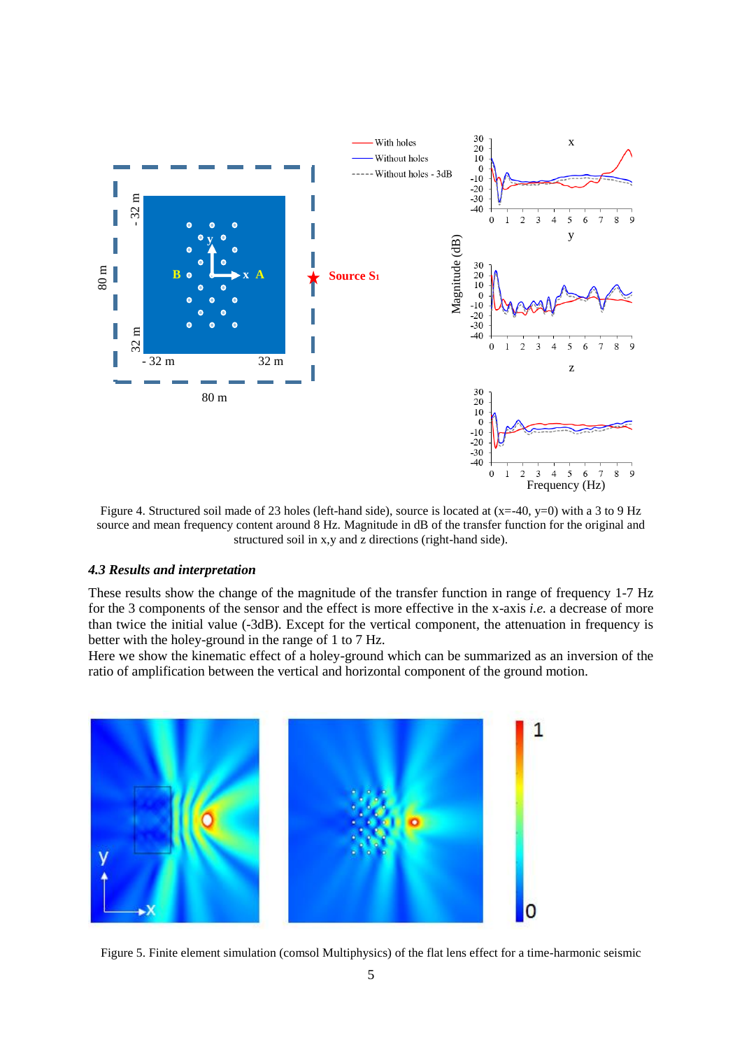Figure 4. Structured soil made of 23 holes (left-hand side), source is located at (x=-40, y=0) with a 3 to 9 Hz source and mean frequency content around 8 Hz. Magnitude in dB of the transfer function for the original and structured soil in x,y and z directions (right-hand side).

### *4.3 Results and interpretation*

These results show the change of the magnitude of the transfer function in range of frequency 1-7 Hz for the 3 components of the sensor and the effect is more effective in the x-axis *i.e.* a decrease of more than twice the initial value (-3dB). Except for the vertical component, the attenuation in frequency is better with the holey-ground in the range of 1 to 7 Hz.

Here we show the kinematic effect of a holey-ground which can be summarized as an inversion of the ratio of amplification between the vertical and horizontal component of the ground motion.

Figure 5. Finite element simulation (comsol Multiphysics) of the flat lens effect for a time-harmonic seismic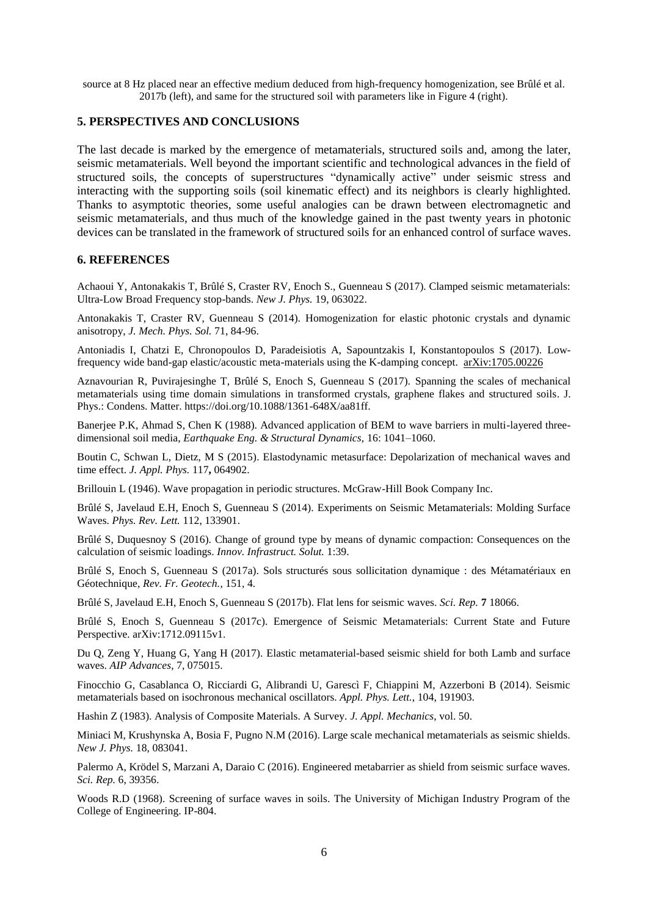source at 8 Hz placed near an effective medium deduced from high-frequency homogenization, see Brûlé et al. 2017b (left), and same for the structured soil with parameters like in Figure 4 (right).

## 5. PERSPECTIVES AND CONCLUSIONS

The last decade is marked by the emergence of metamaterials, structured soils and, among the later, seismic metamaterials. Well beyond the important scientific and technological advances in the field of structured soils, the concepts of superstructures "dynamically active" under seismic stress and interacting with the supporting soils (soil kinematic effect) and its neighbors is clearly highlighted. Thanks to asymptotic theories, some useful analogies can be drawn between electromagnetic and seismic metamaterials, and thus much of the knowledge gained in the past twenty years in photonic devices can be translated in the framework of structured soils for an enhanced control of surface waves.

## 6. REFERENCES

Achaoui Y, Antonakakis T, Brûlé S, Craster RV, Enoch S., Guenneau S (2017). Clamped seismic metamaterials: Ultra-Low Broad Frequency stop-bands. *New J. Phys.* 19, 063022.

Antonakakis T, Craster RV, Guenneau S (2014). Homogenization for elastic photonic crystals and dynamic anisotropy, *J. Mech. Phys. Sol.* 71, 84-96.

Antoniadis I, Chatzi E, Chronopoulos D, Paradeisiotis A, Sapountzakis I, Konstantopoulos S (2017). Low-frequency wide band-gap elastic/acoustic meta-materials using the K-damping concept. arXiv:1705.00226

Aznavourian R, Puvirajesinghe T, Brûlé S, Enoch S, Guenneau S (2017). Spanning the scales of mechanical metamaterials using time domain simulations in transformed crystals, graphene flakes and structured soils. J. Phys.: Condens. Matter. https://doi.org/10.1088/1361-648X/aa81ff.

Banerjee P.K, Ahmad S, Chen K (1988). Advanced application of BEM to wave barriers in multi-layered three-dimensional soil media, *Earthquake Eng. & Structural Dynamics,* 16: 1041–1060.

Boutin C, Schwan L, Dietz, M S (2015). Elastodynamic metasurface: Depolarization of mechanical waves and time effect. *J. Appl. Phys.* 117**,** 064902.

Brillouin L (1946). Wave propagation in periodic structures. McGraw-Hill Book Company Inc.

Brûlé S, Javelaud E.H, Enoch S, Guenneau S (2014). Experiments on Seismic Metamaterials: Molding Surface Waves. *Phys. Rev. Lett.* 112, 133901.

Brûlé S, Duquesnoy S (2016). Change of ground type by means of dynamic compaction: Consequences on the calculation of seismic loadings. *Innov. Infrastruct. Solut.* 1:39.

Brûlé S, Enoch S, Guenneau S (2017a). Sols structurés sous sollicitation dynamique : des Métamatériaux en Géotechnique, *Rev. Fr. Geotech.*, 151, 4.

Brûlé S, Javelaud E.H, Enoch S, Guenneau S (2017b). Flat lens for seismic waves. *Sci. Rep.* **7** 18066.

Brûlé S, Enoch S, Guenneau S (2017c). Emergence of Seismic Metamaterials: Current State and Future Perspective. arXiv:1712.09115v1.

Du Q, Zeng Y, Huang G, Yang H (2017). Elastic metamaterial-based seismic shield for both Lamb and surface waves. *AIP Advances*, 7, 075015.

Finocchio G, Casablanca O, Ricciardi G, Alibrandi U, Garescì F, Chiappini M, Azzerboni B (2014). Seismic metamaterials based on isochronous mechanical oscillators. *Appl. Phys. Lett.*, 104, 191903.

Hashin Z (1983). Analysis of Composite Materials. A Survey. *J. Appl. Mechanics*, vol. 50.

Miniaci M, Krushynska A, Bosia F, Pugno N.M (2016). Large scale mechanical metamaterials as seismic shields. *New J. Phys.* 18, 083041.

Palermo A, Krödel S, Marzani A, Daraio C (2016). Engineered metabarrier as shield from seismic surface waves. *Sci. Rep.* 6, 39356.

Woods R.D (1968). Screening of surface waves in soils. The University of Michigan Industry Program of the College of Engineering. IP-804.